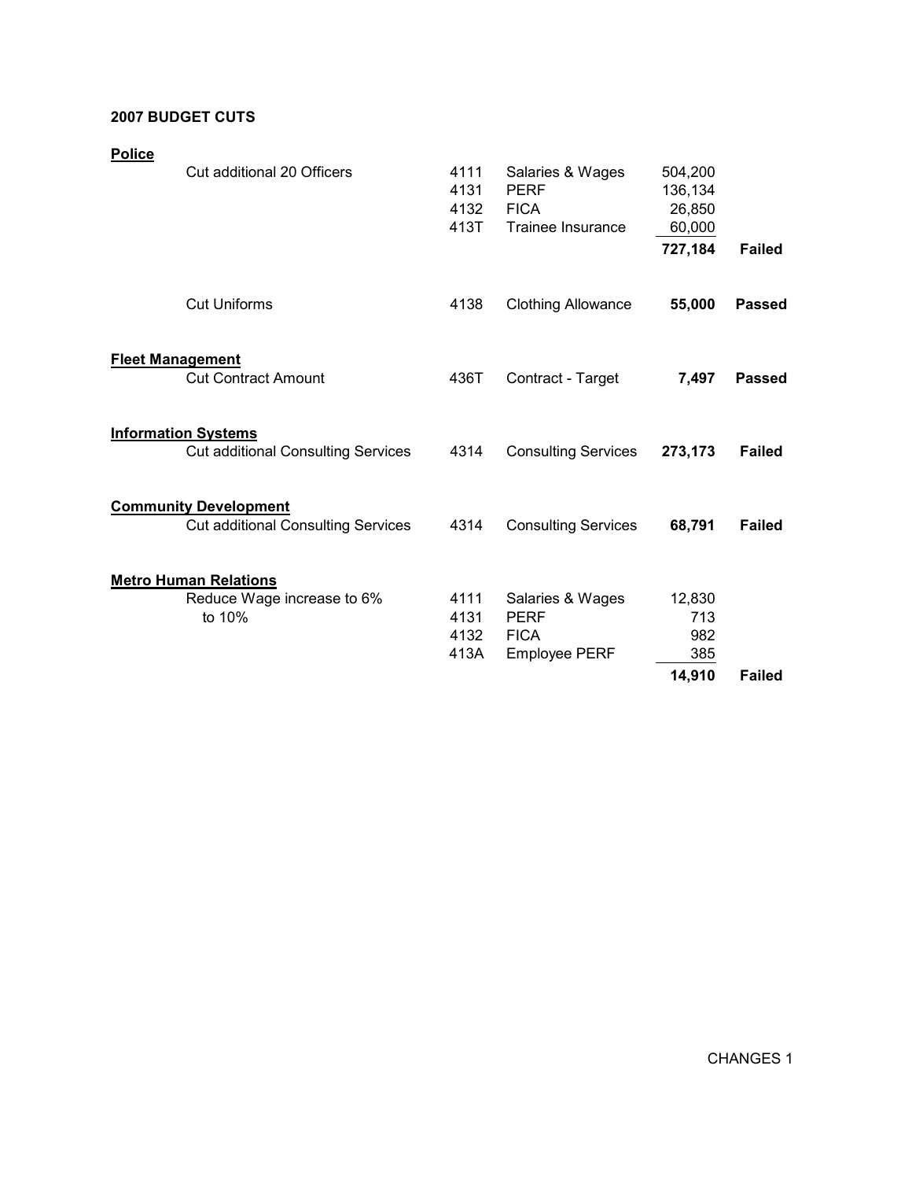**2007 BUDGET CUTS**

| Department / Item | Account | Description | Amount | Result |
|---|---|---|---|---|
| **Police** | | | | |
| Cut additional 20 Officers | 4111 | Salaries & Wages | 504,200 | |
| | 4131 | PERF | 136,134 | |
| | 4132 | FICA | 26,850 | |
| | 413T | Trainee Insurance | 60,000 | |
| | | | **727,184** | **Failed** |
| Cut Uniforms | 4138 | Clothing Allowance | **55,000** | **Passed** |
| **Fleet Management** | | | | |
| Cut Contract Amount | 436T | Contract - Target | **7,497** | **Passed** |
| **Information Systems** | | | | |
| Cut additional Consulting Services | 4314 | Consulting Services | **273,173** | **Failed** |
| **Community Development** | | | | |
| Cut additional Consulting Services | 4314 | Consulting Services | **68,791** | **Failed** |
| **Metro Human Relations** | | | | |
| Reduce Wage increase to 6% to 10% | 4111 | Salaries & Wages | 12,830 | |
| | 4131 | PERF | 713 | |
| | 4132 | FICA | 982 | |
| | 413A | Employee PERF | 385 | |
| | | | **14,910** | **Failed** |

CHANGES 1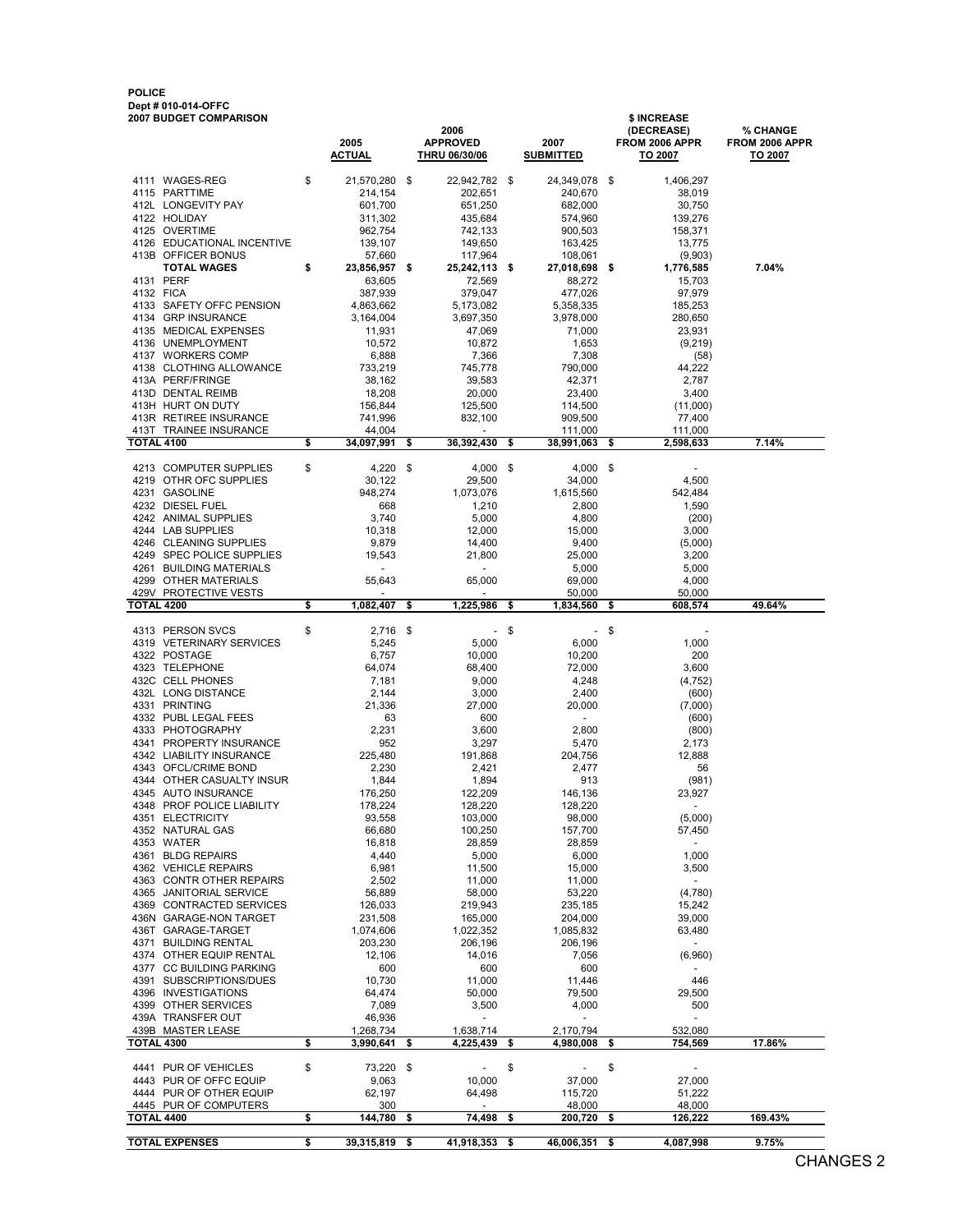**POLICE**
**Dept # 010-014-OFFC**
**2007 BUDGET COMPARISON**

| | | 2005 ACTUAL | 2006 APPROVED THRU 06/30/06 | 2007 SUBMITTED | $ INCREASE (DECREASE) FROM 2006 APPR TO 2007 | % CHANGE FROM 2006 APPR TO 2007 |
|---|---|---|---|---|---|---|
| 4111 | WAGES-REG | $ 21,570,280 | $ 22,942,782 | $ 24,349,078 | $ 1,406,297 | |
| 4115 | PARTTIME | 214,154 | 202,651 | 240,670 | 38,019 | |
| 412L | LONGEVITY PAY | 601,700 | 651,250 | 682,000 | 30,750 | |
| 4122 | HOLIDAY | 311,302 | 435,684 | 574,960 | 139,276 | |
| 4125 | OVERTIME | 962,754 | 742,133 | 900,503 | 158,371 | |
| 4126 | EDUCATIONAL INCENTIVE | 139,107 | 149,650 | 163,425 | 13,775 | |
| 413B | OFFICER BONUS | 57,660 | 117,964 | 108,061 | (9,903) | |
| | **TOTAL WAGES** | **$ 23,856,957** | **$ 25,242,113** | **$ 27,018,698** | **$ 1,776,585** | **7.04%** |
| 4131 | PERF | 63,605 | 72,569 | 88,272 | 15,703 | |
| 4132 | FICA | 387,939 | 379,047 | 477,026 | 97,979 | |
| 4133 | SAFETY OFFC PENSION | 4,863,662 | 5,173,082 | 5,358,335 | 185,253 | |
| 4134 | GRP INSURANCE | 3,164,004 | 3,697,350 | 3,978,000 | 280,650 | |
| 4135 | MEDICAL EXPENSES | 11,931 | 47,069 | 71,000 | 23,931 | |
| 4136 | UNEMPLOYMENT | 10,572 | 10,872 | 1,653 | (9,219) | |
| 4137 | WORKERS COMP | 6,888 | 7,366 | 7,308 | (58) | |
| 4138 | CLOTHING ALLOWANCE | 733,219 | 745,778 | 790,000 | 44,222 | |
| 413A | PERF/FRINGE | 38,162 | 39,583 | 42,371 | 2,787 | |
| 413D | DENTAL REIMB | 18,208 | 20,000 | 23,400 | 3,400 | |
| 413H | HURT ON DUTY | 156,844 | 125,500 | 114,500 | (11,000) | |
| 413R | RETIREE INSURANCE | 741,996 | 832,100 | 909,500 | 77,400 | |
| 413T | TRAINEE INSURANCE | 44,004 | - | 111,000 | 111,000 | |
| **TOTAL 4100** | | **$ 34,097,991** | **$ 36,392,430** | **$ 38,991,063** | **$ 2,598,633** | **7.14%** |
| 4213 | COMPUTER SUPPLIES | $ 4,220 | $ 4,000 | $ 4,000 | $ - | |
| 4219 | OTHR OFC SUPPLIES | 30,122 | 29,500 | 34,000 | 4,500 | |
| 4231 | GASOLINE | 948,274 | 1,073,076 | 1,615,560 | 542,484 | |
| 4232 | DIESEL FUEL | 668 | 1,210 | 2,800 | 1,590 | |
| 4242 | ANIMAL SUPPLIES | 3,740 | 5,000 | 4,800 | (200) | |
| 4244 | LAB SUPPLIES | 10,318 | 12,000 | 15,000 | 3,000 | |
| 4246 | CLEANING SUPPLIES | 9,879 | 14,400 | 9,400 | (5,000) | |
| 4249 | SPEC POLICE SUPPLIES | 19,543 | 21,800 | 25,000 | 3,200 | |
| 4261 | BUILDING MATERIALS | - | - | 5,000 | 5,000 | |
| 4299 | OTHER MATERIALS | 55,643 | 65,000 | 69,000 | 4,000 | |
| 429V | PROTECTIVE VESTS | - | - | 50,000 | 50,000 | |
| **TOTAL 4200** | | **$ 1,082,407** | **$ 1,225,986** | **$ 1,834,560** | **$ 608,574** | **49.64%** |
| 4313 | PERSON SVCS | $ 2,716 | $ - | $ - | $ - | |
| 4319 | VETERINARY SERVICES | 5,245 | 5,000 | 6,000 | 1,000 | |
| 4322 | POSTAGE | 6,757 | 10,000 | 10,200 | 200 | |
| 4323 | TELEPHONE | 64,074 | 68,400 | 72,000 | 3,600 | |
| 432C | CELL PHONES | 7,181 | 9,000 | 4,248 | (4,752) | |
| 432L | LONG DISTANCE | 2,144 | 3,000 | 2,400 | (600) | |
| 4331 | PRINTING | 21,336 | 27,000 | 20,000 | (7,000) | |
| 4332 | PUBL LEGAL FEES | 63 | 600 | - | (600) | |
| 4333 | PHOTOGRAPHY | 2,231 | 3,600 | 2,800 | (800) | |
| 4341 | PROPERTY INSURANCE | 952 | 3,297 | 5,470 | 2,173 | |
| 4342 | LIABILITY INSURANCE | 225,480 | 191,868 | 204,756 | 12,888 | |
| 4343 | OFCL/CRIME BOND | 2,230 | 2,421 | 2,477 | 56 | |
| 4344 | OTHER CASUALTY INSUR | 1,844 | 1,894 | 913 | (981) | |
| 4345 | AUTO INSURANCE | 176,250 | 122,209 | 146,136 | 23,927 | |
| 4348 | PROF POLICE LIABILITY | 178,224 | 128,220 | 128,220 | - | |
| 4351 | ELECTRICITY | 93,558 | 103,000 | 98,000 | (5,000) | |
| 4352 | NATURAL GAS | 66,680 | 100,250 | 157,700 | 57,450 | |
| 4353 | WATER | 16,818 | 28,859 | 28,859 | - | |
| 4361 | BLDG REPAIRS | 4,440 | 5,000 | 6,000 | 1,000 | |
| 4362 | VEHICLE REPAIRS | 6,981 | 11,500 | 15,000 | 3,500 | |
| 4363 | CONTR OTHER REPAIRS | 2,502 | 11,000 | 11,000 | - | |
| 4365 | JANITORIAL SERVICE | 56,889 | 58,000 | 53,220 | (4,780) | |
| 4369 | CONTRACTED SERVICES | 126,033 | 219,943 | 235,185 | 15,242 | |
| 436N | GARAGE-NON TARGET | 231,508 | 165,000 | 204,000 | 39,000 | |
| 436T | GARAGE-TARGET | 1,074,606 | 1,022,352 | 1,085,832 | 63,480 | |
| 4371 | BUILDING RENTAL | 203,230 | 206,196 | 206,196 | - | |
| 4374 | OTHER EQUIP RENTAL | 12,106 | 14,016 | 7,056 | (6,960) | |
| 4377 | CC BUILDING PARKING | 600 | 600 | 600 | - | |
| 4391 | SUBSCRIPTIONS/DUES | 10,730 | 11,000 | 11,446 | 446 | |
| 4396 | INVESTIGATIONS | 64,474 | 50,000 | 79,500 | 29,500 | |
| 4399 | OTHER SERVICES | 7,089 | 3,500 | 4,000 | 500 | |
| 439A | TRANSFER OUT | 46,936 | - | - | - | |
| 439B | MASTER LEASE | 1,268,734 | 1,638,714 | 2,170,794 | 532,080 | |
| **TOTAL 4300** | | **$ 3,990,641** | **$ 4,225,439** | **$ 4,980,008** | **$ 754,569** | **17.86%** |
| 4441 | PUR OF VEHICLES | $ 73,220 | $ - | $ - | $ - | |
| 4443 | PUR OF OFFC EQUIP | 9,063 | 10,000 | 37,000 | 27,000 | |
| 4444 | PUR OF OTHER EQUIP | 62,197 | 64,498 | 115,720 | 51,222 | |
| 4445 | PUR OF COMPUTERS | 300 | - | 48,000 | 48,000 | |
| **TOTAL 4400** | | **$ 144,780** | **$ 74,498** | **$ 200,720** | **$ 126,222** | **169.43%** |
| **TOTAL EXPENSES** | | **$ 39,315,819** | **$ 41,918,353** | **$ 46,006,351** | **$ 4,087,998** | **9.75%** |

CHANGES 2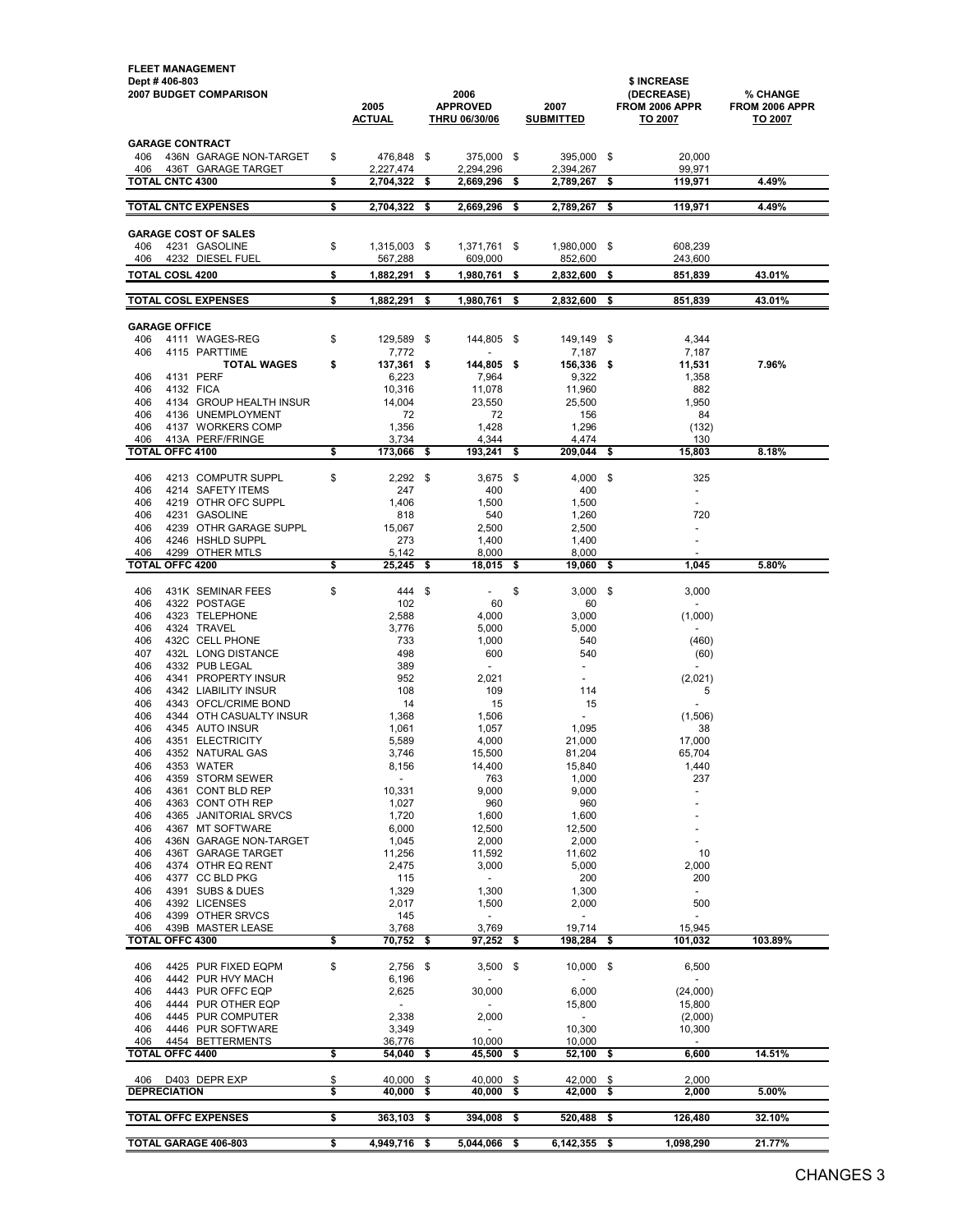**FLEET MANAGEMENT**
**Dept # 406-803**
**2007 BUDGET COMPARISON**

| | | 2005 ACTUAL | 2006 APPROVED THRU 06/30/06 | 2007 SUBMITTED | $ INCREASE (DECREASE) FROM 2006 APPR TO 2007 | % CHANGE FROM 2006 APPR TO 2007 |
|---|---|---|---|---|---|---|
| **GARAGE CONTRACT** | | | | | | |
| 406 | 436N GARAGE NON-TARGET | $ 476,848 | $ 375,000 | $ 395,000 | $ 20,000 | |
| 406 | 436T GARAGE TARGET | 2,227,474 | 2,294,296 | 2,394,267 | 99,971 | |
| **TOTAL CNTC 4300** | | **$ 2,704,322** | **$ 2,669,296** | **$ 2,789,267** | **$ 119,971** | **4.49%** |
| **TOTAL CNTC EXPENSES** | | **$ 2,704,322** | **$ 2,669,296** | **$ 2,789,267** | **$ 119,971** | **4.49%** |
| **GARAGE COST OF SALES** | | | | | | |
| 406 | 4231 GASOLINE | $ 1,315,003 | $ 1,371,761 | $ 1,980,000 | $ 608,239 | |
| 406 | 4232 DIESEL FUEL | 567,288 | 609,000 | 852,600 | 243,600 | |
| **TOTAL COSL 4200** | | **$ 1,882,291** | **$ 1,980,761** | **$ 2,832,600** | **$ 851,839** | **43.01%** |
| **TOTAL COSL EXPENSES** | | **$ 1,882,291** | **$ 1,980,761** | **$ 2,832,600** | **$ 851,839** | **43.01%** |
| **GARAGE OFFICE** | | | | | | |
| 406 | 4111 WAGES-REG | $ 129,589 | $ 144,805 | $ 149,149 | $ 4,344 | |
| 406 | 4115 PARTTIME | 7,772 | - | 7,187 | 7,187 | |
| | **TOTAL WAGES** | **$ 137,361** | **$ 144,805** | **$ 156,336** | **$ 11,531** | **7.96%** |
| 406 | 4131 PERF | 6,223 | 7,964 | 9,322 | 1,358 | |
| 406 | 4132 FICA | 10,316 | 11,078 | 11,960 | 882 | |
| 406 | 4134 GROUP HEALTH INSUR | 14,004 | 23,550 | 25,500 | 1,950 | |
| 406 | 4136 UNEMPLOYMENT | 72 | 72 | 156 | 84 | |
| 406 | 4137 WORKERS COMP | 1,356 | 1,428 | 1,296 | (132) | |
| 406 | 413A PERF/FRINGE | 3,734 | 4,344 | 4,474 | 130 | |
| **TOTAL OFFC 4100** | | **$ 173,066** | **$ 193,241** | **$ 209,044** | **$ 15,803** | **8.18%** |
| 406 | 4213 COMPUTR SUPPL | $ 2,292 | $ 3,675 | $ 4,000 | $ 325 | |
| 406 | 4214 SAFETY ITEMS | 247 | 400 | 400 | - | |
| 406 | 4219 OTHR OFC SUPPL | 1,406 | 1,500 | 1,500 | - | |
| 406 | 4231 GASOLINE | 818 | 540 | 1,260 | 720 | |
| 406 | 4239 OTHR GARAGE SUPPL | 15,067 | 2,500 | 2,500 | - | |
| 406 | 4246 HSHLD SUPPL | 273 | 1,400 | 1,400 | - | |
| 406 | 4299 OTHER MTLS | 5,142 | 8,000 | 8,000 | - | |
| **TOTAL OFFC 4200** | | **$ 25,245** | **$ 18,015** | **$ 19,060** | **$ 1,045** | **5.80%** |
| 406 | 431K SEMINAR FEES | $ 444 | $ - | $ 3,000 | $ 3,000 | |
| 406 | 4322 POSTAGE | 102 | 60 | 60 | - | |
| 406 | 4323 TELEPHONE | 2,588 | 4,000 | 3,000 | (1,000) | |
| 406 | 4324 TRAVEL | 3,776 | 5,000 | 5,000 | - | |
| 406 | 432C CELL PHONE | 733 | 1,000 | 540 | (460) | |
| 407 | 432L LONG DISTANCE | 498 | 600 | 540 | (60) | |
| 406 | 4332 PUB LEGAL | 389 | - | | - | |
| 406 | 4341 PROPERTY INSUR | 952 | 2,021 | - | (2,021) | |
| 406 | 4342 LIABILITY INSUR | 108 | 109 | 114 | 5 | |
| 406 | 4343 OFCL/CRIME BOND | 14 | 15 | 15 | - | |
| 406 | 4344 OTH CASUALTY INSUR | 1,368 | 1,506 | - | (1,506) | |
| 406 | 4345 AUTO INSUR | 1,061 | 1,057 | 1,095 | 38 | |
| 406 | 4351 ELECTRICITY | 5,589 | 4,000 | 21,000 | 17,000 | |
| 406 | 4352 NATURAL GAS | 3,746 | 15,500 | 81,204 | 65,704 | |
| 406 | 4353 WATER | 8,156 | 14,400 | 15,840 | 1,440 | |
| 406 | 4359 STORM SEWER | - | 763 | 1,000 | 237 | |
| 406 | 4361 CONT BLD REP | 10,331 | 9,000 | 9,000 | - | |
| 406 | 4363 CONT OTH REP | 1,027 | 960 | 960 | - | |
| 406 | 4365 JANITORIAL SRVCS | 1,720 | 1,600 | 1,600 | - | |
| 406 | 4367 MT SOFTWARE | 6,000 | 12,500 | 12,500 | - | |
| 406 | 436N GARAGE NON-TARGET | 1,045 | 2,000 | 2,000 | - | |
| 406 | 436T GARAGE TARGET | 11,256 | 11,592 | 11,602 | 10 | |
| 406 | 4374 OTHR EQ RENT | 2,475 | 3,000 | 5,000 | 2,000 | |
| 406 | 4377 CC BLD PKG | 115 | - | 200 | 200 | |
| 406 | 4391 SUBS & DUES | 1,329 | 1,300 | 1,300 | - | |
| 406 | 4392 LICENSES | 2,017 | 1,500 | 2,000 | 500 | |
| 406 | 4399 OTHER SRVCS | 145 | - | - | - | |
| 406 | 439B MASTER LEASE | 3,768 | 3,769 | 19,714 | 15,945 | |
| **TOTAL OFFC 4300** | | **$ 70,752** | **$ 97,252** | **$ 198,284** | **$ 101,032** | **103.89%** |
| 406 | 4425 PUR FIXED EQPM | $ 2,756 | $ 3,500 | $ 10,000 | $ 6,500 | |
| 406 | 4442 PUR HVY MACH | 6,196 | - | - | - | |
| 406 | 4443 PUR OFFC EQP | 2,625 | 30,000 | 6,000 | (24,000) | |
| 406 | 4444 PUR OTHER EQP | - | - | 15,800 | 15,800 | |
| 406 | 4445 PUR COMPUTER | 2,338 | 2,000 | - | (2,000) | |
| 406 | 4446 PUR SOFTWARE | 3,349 | - | 10,300 | 10,300 | |
| 406 | 4454 BETTERMENTS | 36,776 | 10,000 | 10,000 | - | |
| **TOTAL OFFC 4400** | | **$ 54,040** | **$ 45,500** | **$ 52,100** | **$ 6,600** | **14.51%** |
| 406 | D403 DEPR EXP | $ 40,000 | $ 40,000 | $ 42,000 | $ 2,000 | |
| **DEPRECIATION** | | **$ 40,000** | **$ 40,000** | **$ 42,000** | **$ 2,000** | **5.00%** |
| **TOTAL OFFC EXPENSES** | | **$ 363,103** | **$ 394,008** | **$ 520,488** | **$ 126,480** | **32.10%** |
| **TOTAL GARAGE 406-803** | | **$ 4,949,716** | **$ 5,044,066** | **$ 6,142,355** | **$ 1,098,290** | **21.77%** |

CHANGES 3